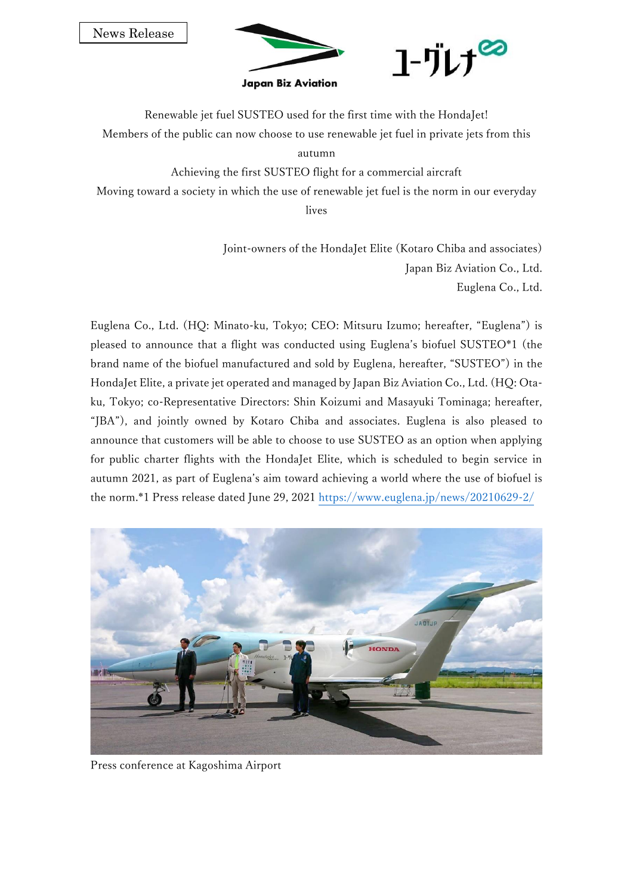News Release

Japan Biz Aviation

ユーグレナ

Renewable jet fuel SUSTEO used for the first time with the HondaJet!

Members of the public can now choose to use renewable jet fuel in private jets from this autumn

Achieving the first SUSTEO flight for a commercial aircraft

Moving toward a society in which the use of renewable jet fuel is the norm in our everyday lives

Joint-owners of the HondaJet Elite (Kotaro Chiba and associates)
Japan Biz Aviation Co., Ltd.
Euglena Co., Ltd.

Euglena Co., Ltd. (HQ: Minato-ku, Tokyo; CEO: Mitsuru Izumo; hereafter, "Euglena") is pleased to announce that a flight was conducted using Euglena's biofuel SUSTEO*1 (the brand name of the biofuel manufactured and sold by Euglena, hereafter, "SUSTEO") in the HondaJet Elite, a private jet operated and managed by Japan Biz Aviation Co., Ltd. (HQ: Ota-ku, Tokyo; co-Representative Directors: Shin Koizumi and Masayuki Tominaga; hereafter, "JBA"), and jointly owned by Kotaro Chiba and associates. Euglena is also pleased to announce that customers will be able to choose to use SUSTEO as an option when applying for public charter flights with the HondaJet Elite, which is scheduled to begin service in autumn 2021, as part of Euglena's aim toward achieving a world where the use of biofuel is the norm.*1 Press release dated June 29, 2021 https://www.euglena.jp/news/20210629-2/

Press conference at Kagoshima Airport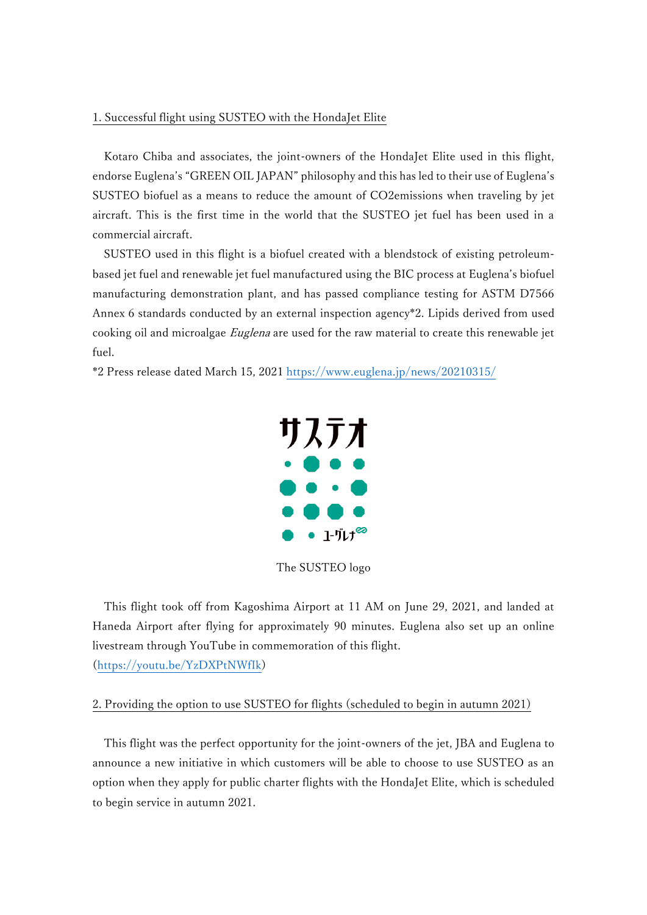## 1. Successful flight using SUSTEO with the HondaJet Elite

Kotaro Chiba and associates, the joint-owners of the HondaJet Elite used in this flight, endorse Euglena's "GREEN OIL JAPAN" philosophy and this has led to their use of Euglena's SUSTEO biofuel as a means to reduce the amount of CO2emissions when traveling by jet aircraft. This is the first time in the world that the SUSTEO jet fuel has been used in a commercial aircraft.

SUSTEO used in this flight is a biofuel created with a blendstock of existing petroleum-based jet fuel and renewable jet fuel manufactured using the BIC process at Euglena's biofuel manufacturing demonstration plant, and has passed compliance testing for ASTM D7566 Annex 6 standards conducted by an external inspection agency*2. Lipids derived from used cooking oil and microalgae *Euglena* are used for the raw material to create this renewable jet fuel.

*2 Press release dated March 15, 2021 https://www.euglena.jp/news/20210315/

The SUSTEO logo

This flight took off from Kagoshima Airport at 11 AM on June 29, 2021, and landed at Haneda Airport after flying for approximately 90 minutes. Euglena also set up an online livestream through YouTube in commemoration of this flight.
(https://youtu.be/YzDXPtNWfIk)

## 2. Providing the option to use SUSTEO for flights (scheduled to begin in autumn 2021)

This flight was the perfect opportunity for the joint-owners of the jet, JBA and Euglena to announce a new initiative in which customers will be able to choose to use SUSTEO as an option when they apply for public charter flights with the HondaJet Elite, which is scheduled to begin service in autumn 2021.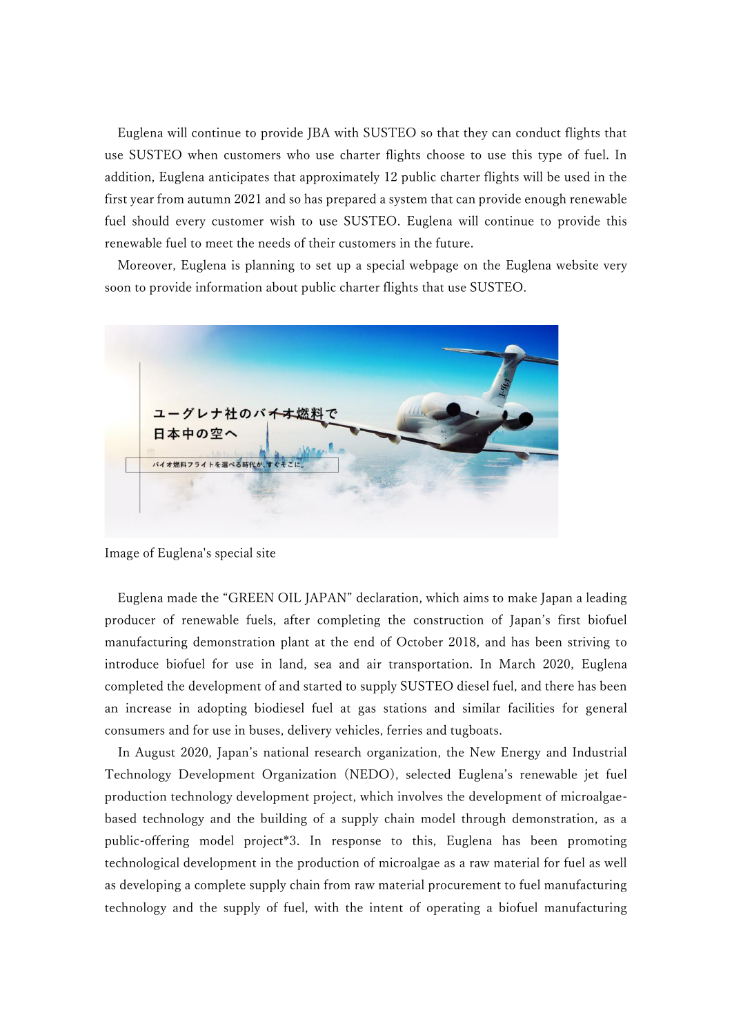Euglena will continue to provide JBA with SUSTEO so that they can conduct flights that use SUSTEO when customers who use charter flights choose to use this type of fuel. In addition, Euglena anticipates that approximately 12 public charter flights will be used in the first year from autumn 2021 and so has prepared a system that can provide enough renewable fuel should every customer wish to use SUSTEO. Euglena will continue to provide this renewable fuel to meet the needs of their customers in the future.

Moreover, Euglena is planning to set up a special webpage on the Euglena website very soon to provide information about public charter flights that use SUSTEO.

Image of Euglena's special site

Euglena made the "GREEN OIL JAPAN" declaration, which aims to make Japan a leading producer of renewable fuels, after completing the construction of Japan's first biofuel manufacturing demonstration plant at the end of October 2018, and has been striving to introduce biofuel for use in land, sea and air transportation. In March 2020, Euglena completed the development of and started to supply SUSTEO diesel fuel, and there has been an increase in adopting biodiesel fuel at gas stations and similar facilities for general consumers and for use in buses, delivery vehicles, ferries and tugboats.

In August 2020, Japan's national research organization, the New Energy and Industrial Technology Development Organization (NEDO), selected Euglena's renewable jet fuel production technology development project, which involves the development of microalgae-based technology and the building of a supply chain model through demonstration, as a public-offering model project*3. In response to this, Euglena has been promoting technological development in the production of microalgae as a raw material for fuel as well as developing a complete supply chain from raw material procurement to fuel manufacturing technology and the supply of fuel, with the intent of operating a biofuel manufacturing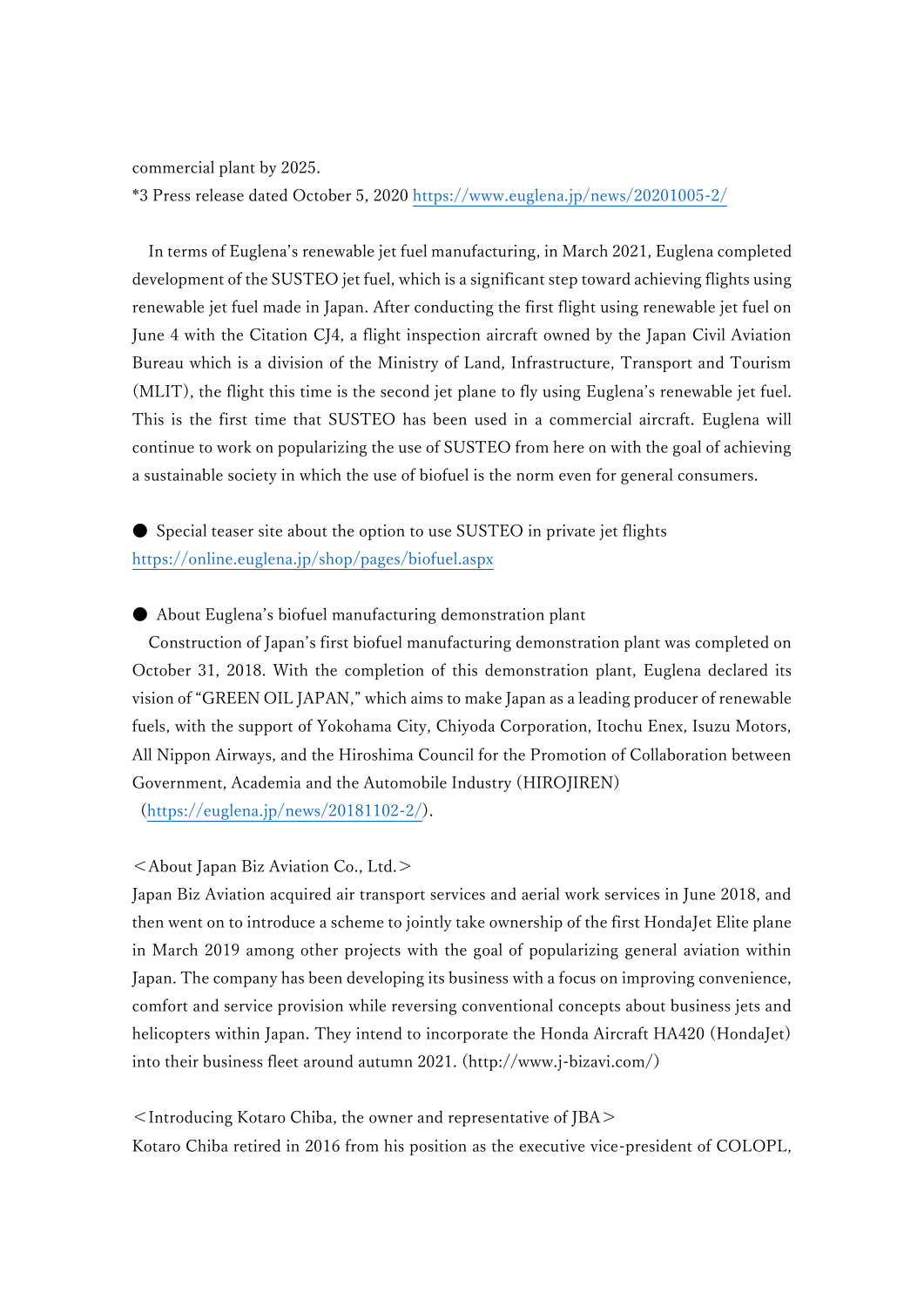commercial plant by 2025.
*3 Press release dated October 5, 2020 https://www.euglena.jp/news/20201005-2/

In terms of Euglena's renewable jet fuel manufacturing, in March 2021, Euglena completed development of the SUSTEO jet fuel, which is a significant step toward achieving flights using renewable jet fuel made in Japan. After conducting the first flight using renewable jet fuel on June 4 with the Citation CJ4, a flight inspection aircraft owned by the Japan Civil Aviation Bureau which is a division of the Ministry of Land, Infrastructure, Transport and Tourism (MLIT), the flight this time is the second jet plane to fly using Euglena's renewable jet fuel. This is the first time that SUSTEO has been used in a commercial aircraft. Euglena will continue to work on popularizing the use of SUSTEO from here on with the goal of achieving a sustainable society in which the use of biofuel is the norm even for general consumers.

● Special teaser site about the option to use SUSTEO in private jet flights
https://online.euglena.jp/shop/pages/biofuel.aspx

● About Euglena's biofuel manufacturing demonstration plant

Construction of Japan's first biofuel manufacturing demonstration plant was completed on October 31, 2018. With the completion of this demonstration plant, Euglena declared its vision of "GREEN OIL JAPAN," which aims to make Japan as a leading producer of renewable fuels, with the support of Yokohama City, Chiyoda Corporation, Itochu Enex, Isuzu Motors, All Nippon Airways, and the Hiroshima Council for the Promotion of Collaboration between Government, Academia and the Automobile Industry (HIROJIREN)
(https://euglena.jp/news/20181102-2/).

＜About Japan Biz Aviation Co., Ltd.＞

Japan Biz Aviation acquired air transport services and aerial work services in June 2018, and then went on to introduce a scheme to jointly take ownership of the first HondaJet Elite plane in March 2019 among other projects with the goal of popularizing general aviation within Japan. The company has been developing its business with a focus on improving convenience, comfort and service provision while reversing conventional concepts about business jets and helicopters within Japan. They intend to incorporate the Honda Aircraft HA420 (HondaJet) into their business fleet around autumn 2021. (http://www.j-bizavi.com/)

＜Introducing Kotaro Chiba, the owner and representative of JBA＞

Kotaro Chiba retired in 2016 from his position as the executive vice-president of COLOPL,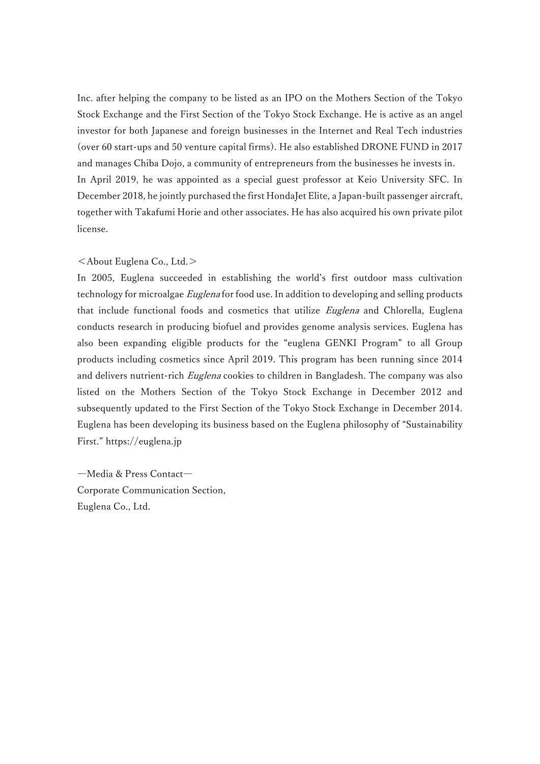Inc. after helping the company to be listed as an IPO on the Mothers Section of the Tokyo Stock Exchange and the First Section of the Tokyo Stock Exchange. He is active as an angel investor for both Japanese and foreign businesses in the Internet and Real Tech industries (over 60 start-ups and 50 venture capital firms). He also established DRONE FUND in 2017 and manages Chiba Dojo, a community of entrepreneurs from the businesses he invests in.
In April 2019, he was appointed as a special guest professor at Keio University SFC. In December 2018, he jointly purchased the first HondaJet Elite, a Japan-built passenger aircraft, together with Takafumi Horie and other associates. He has also acquired his own private pilot license.

＜About Euglena Co., Ltd.＞
In 2005, Euglena succeeded in establishing the world's first outdoor mass cultivation technology for microalgae *Euglena* for food use. In addition to developing and selling products that include functional foods and cosmetics that utilize *Euglena* and Chlorella, Euglena conducts research in producing biofuel and provides genome analysis services. Euglena has also been expanding eligible products for the "euglena GENKI Program" to all Group products including cosmetics since April 2019. This program has been running since 2014 and delivers nutrient-rich *Euglena* cookies to children in Bangladesh. The company was also listed on the Mothers Section of the Tokyo Stock Exchange in December 2012 and subsequently updated to the First Section of the Tokyo Stock Exchange in December 2014. Euglena has been developing its business based on the Euglena philosophy of "Sustainability First." https://euglena.jp

—Media & Press Contact—
Corporate Communication Section,
Euglena Co., Ltd.